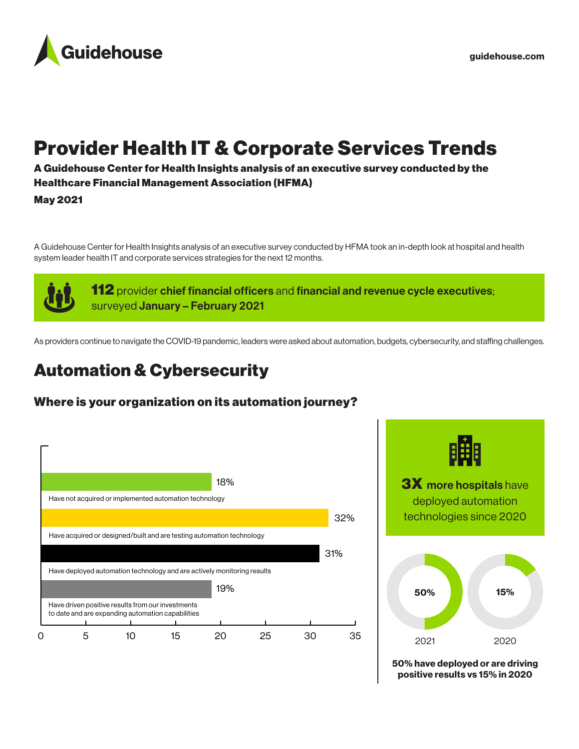# Provider Health IT & Corporate Services Trends

**A Guidehouse Center for Health Insights analysis of an executive survey conducted by the Healthcare Financial Management Association (HFMA)**

**May 2021**

A Guidehouse Center for Health Insights analysis of an executive survey conducted by HFMA took an in-depth look at hospital and health system leader health IT and corporate services strategies for the next 12 months.

**112** provider **chief financial officers** and **financial and revenue cycle executives**; surveyed **January – February 2021**

As providers continue to navigate the COVID-19 pandemic, leaders were asked about automation, budgets, cybersecurity, and staffing challenges.

## Automation & Cybersecurity

### Where is your organization on its automation journey?

| Response | % |
| --- | --- |
| Have not acquired or implemented automation technology | 18% |
| Have acquired or designed/built and are testing automation technology | 32% |
| Have deployed automation technology and are actively monitoring results | 31% |
| Have driven positive results from our investments to date and are expanding automation capabilities | 19% |

**3X more hospitals** have deployed automation technologies since 2020

| 2021 | 2020 |
| --- | --- |
| 50% | 15% |

**50% have deployed or are driving positive results vs 15% in 2020**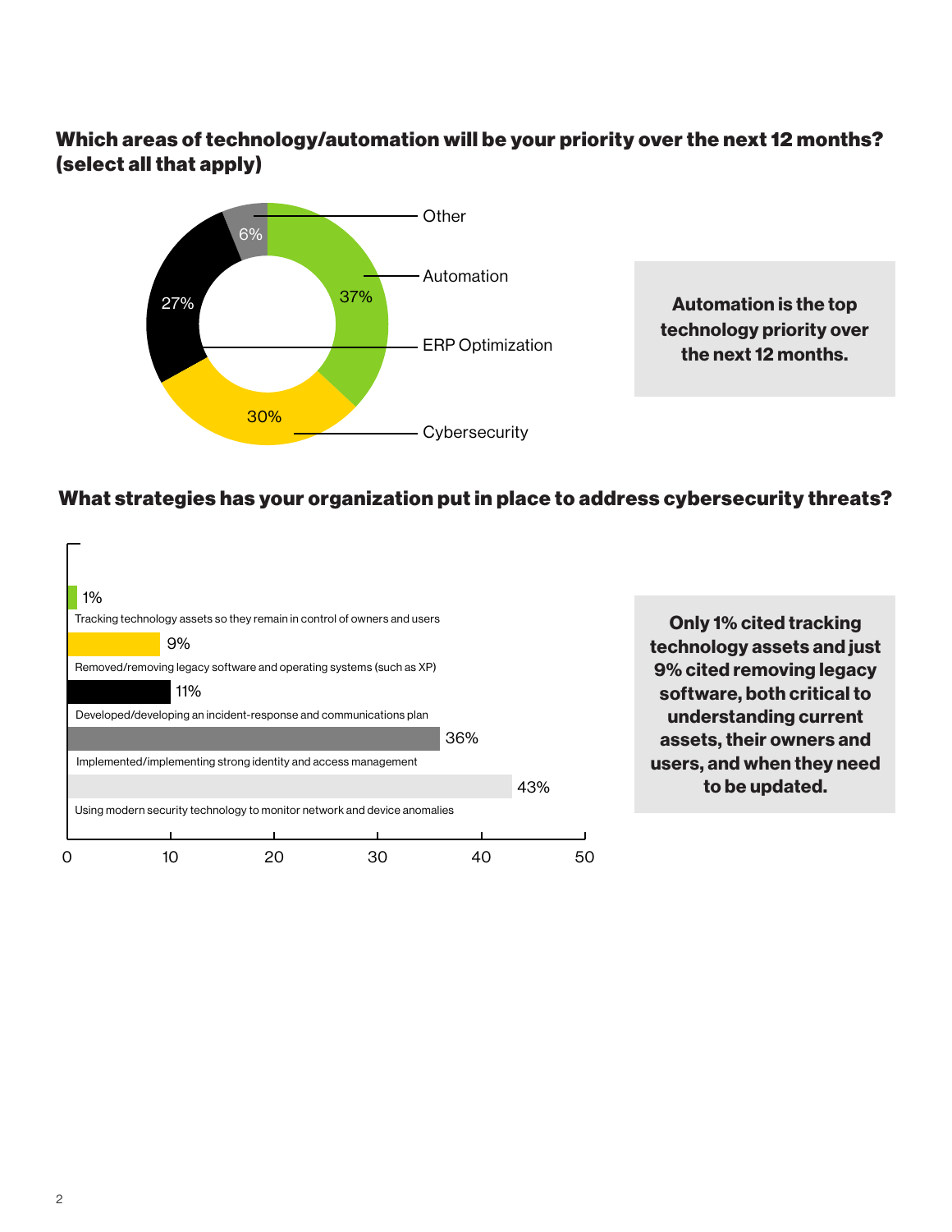**Which areas of technology/automation will be your priority over the next 12 months? (select all that apply)**

| Area | Percentage |
| --- | --- |
| Other | 6% |
| Automation | 37% |
| ERP Optimization | 27% |
| Cybersecurity | 30% |

**Automation is the top technology priority over the next 12 months.**

**What strategies has your organization put in place to address cybersecurity threats?**

| Strategy | Percentage |
| --- | --- |
| Tracking technology assets so they remain in control of owners and users | 1% |
| Removed/removing legacy software and operating systems (such as XP) | 9% |
| Developed/developing an incident-response and communications plan | 11% |
| Implemented/implementing strong identity and access management | 36% |
| Using modern security technology to monitor network and device anomalies | 43% |

**Only 1% cited tracking technology assets and just 9% cited removing legacy software, both critical to understanding current assets, their owners and users, and when they need to be updated.**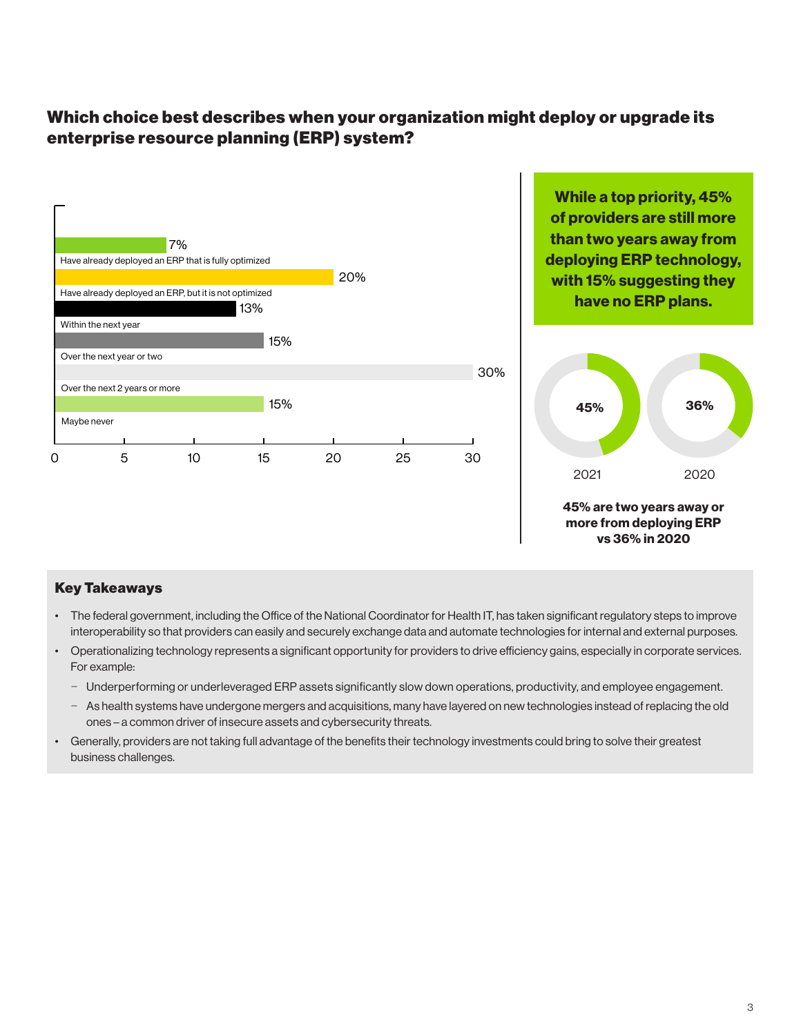## Which choice best describes when your organization might deploy or upgrade its enterprise resource planning (ERP) system?

| Response | % |
|---|---|
| Have already deployed an ERP that is fully optimized | 7% |
| Have already deployed an ERP, but it is not optimized | 20% |
| Within the next year | 13% |
| Over the next year or two | 15% |
| Over the next 2 years or more | 30% |
| Maybe never | 15% |

**While a top priority, 45% of providers are still more than two years away from deploying ERP technology, with 15% suggesting they have no ERP plans.**

| 2021 | 2020 |
|---|---|
| 45% | 36% |

**45% are two years away or more from deploying ERP vs 36% in 2020**

### Key Takeaways

- The federal government, including the Office of the National Coordinator for Health IT, has taken significant regulatory steps to improve interoperability so that providers can easily and securely exchange data and automate technologies for internal and external purposes.
- Operationalizing technology represents a significant opportunity for providers to drive efficiency gains, especially in corporate services. For example:
  - Underperforming or underleveraged ERP assets significantly slow down operations, productivity, and employee engagement.
  - As health systems have undergone mergers and acquisitions, many have layered on new technologies instead of replacing the old ones – a common driver of insecure assets and cybersecurity threats.
- Generally, providers are not taking full advantage of the benefits their technology investments could bring to solve their greatest business challenges.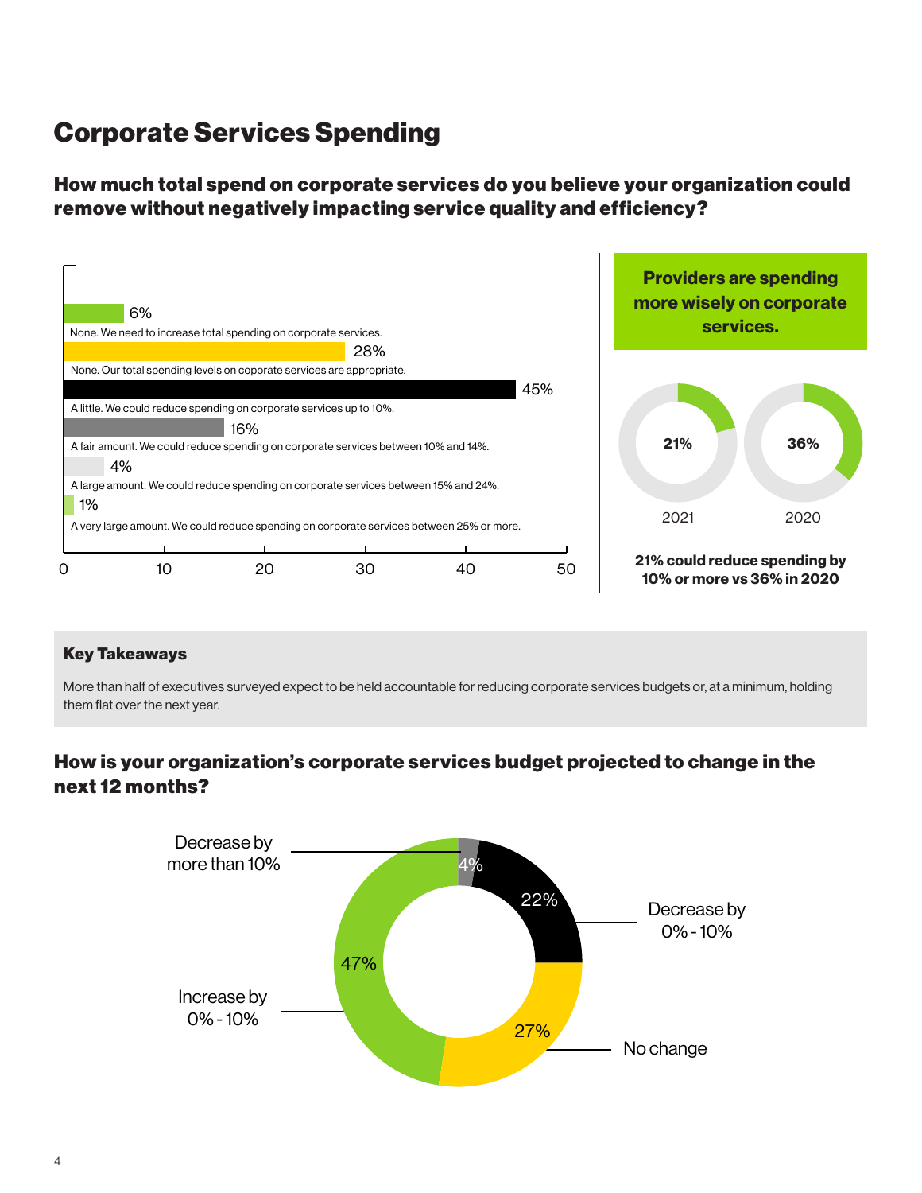# Corporate Services Spending

## How much total spend on corporate services do you believe your organization could remove without negatively impacting service quality and efficiency?

| Response | % |
|---|---|
| None. We need to increase total spending on corporate services. | 6% |
| None. Our total spending levels on coporate services are appropriate. | 28% |
| A little. We could reduce spending on corporate services up to 10%. | 45% |
| A fair amount. We could reduce spending on corporate services between 10% and 14%. | 16% |
| A large amount. We could reduce spending on corporate services between 15% and 24%. | 4% |
| A very large amount. We could reduce spending on corporate services between 25% or more. | 1% |

**Providers are spending more wisely on corporate services.**

| 2021 | 2020 |
|---|---|
| 21% | 36% |

**21% could reduce spending by 10% or more vs 36% in 2020**

### Key Takeaways

More than half of executives surveyed expect to be held accountable for reducing corporate services budgets or, at a minimum, holding them flat over the next year.

## How is your organization's corporate services budget projected to change in the next 12 months?

| Response | % |
|---|---|
| Decrease by more than 10% | 4% |
| Decrease by 0% - 10% | 22% |
| No change | 27% |
| Increase by 0% - 10% | 47% |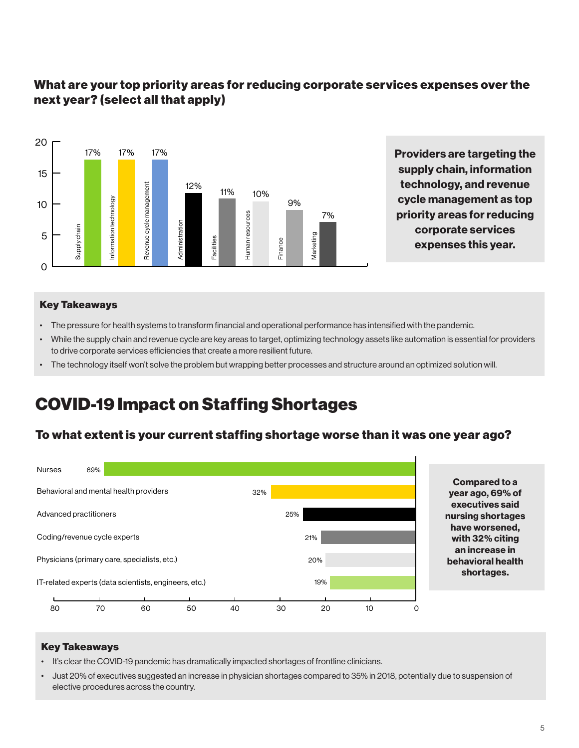### What are your top priority areas for reducing corporate services expenses over the next year? (select all that apply)

| Area | Percentage |
|---|---|
| Supply chain | 17% |
| Information technology | 17% |
| Revenue cycle management | 17% |
| Administration | 12% |
| Facilities | 11% |
| Human resources | 10% |
| Finance | 9% |
| Marketing | 7% |

**Providers are targeting the supply chain, information technology, and revenue cycle management as top priority areas for reducing corporate services expenses this year.**

#### Key Takeaways

- The pressure for health systems to transform financial and operational performance has intensified with the pandemic.
- While the supply chain and revenue cycle are key areas to target, optimizing technology assets like automation is essential for providers to drive corporate services efficiencies that create a more resilient future.
- The technology itself won't solve the problem but wrapping better processes and structure around an optimized solution will.

## COVID-19 Impact on Staffing Shortages

### To what extent is your current staffing shortage worse than it was one year ago?

| Role | Percentage |
|---|---|
| Nurses | 69% |
| Behavioral and mental health providers | 32% |
| Advanced practitioners | 25% |
| Coding/revenue cycle experts | 21% |
| Physicians (primary care, specialists, etc.) | 20% |
| IT-related experts (data scientists, engineers, etc.) | 19% |

**Compared to a year ago, 69% of executives said nursing shortages have worsened, with 32% citing an increase in behavioral health shortages.**

#### Key Takeaways

- It's clear the COVID-19 pandemic has dramatically impacted shortages of frontline clinicians.
- Just 20% of executives suggested an increase in physician shortages compared to 35% in 2018, potentially due to suspension of elective procedures across the country.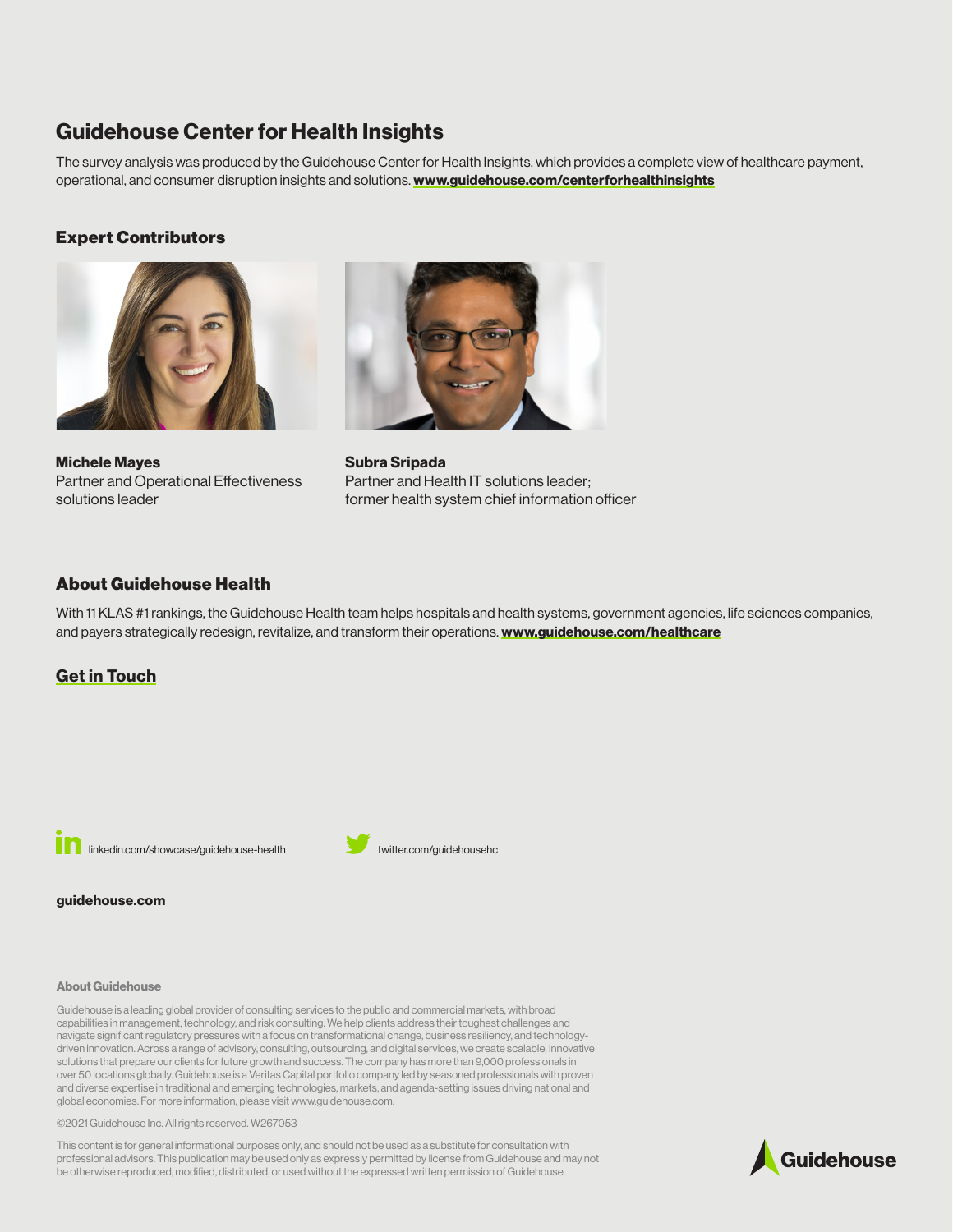## Guidehouse Center for Health Insights

The survey analysis was produced by the Guidehouse Center for Health Insights, which provides a complete view of healthcare payment, operational, and consumer disruption insights and solutions. **www.guidehouse.com/centerforhealthinsights**

### Expert Contributors

**Michele Mayes**
Partner and Operational Effectiveness solutions leader

**Subra Sripada**
Partner and Health IT solutions leader; former health system chief information officer

### About Guidehouse Health

With 11 KLAS #1 rankings, the Guidehouse Health team helps hospitals and health systems, government agencies, life sciences companies, and payers strategically redesign, revitalize, and transform their operations. **www.guidehouse.com/healthcare**

### Get in Touch

linkedin.com/showcase/guidehouse-health

twitter.com/guidehousehc

**guidehouse.com**

**About Guidehouse**

Guidehouse is a leading global provider of consulting services to the public and commercial markets, with broad capabilities in management, technology, and risk consulting. We help clients address their toughest challenges and navigate significant regulatory pressures with a focus on transformational change, business resiliency, and technology-driven innovation. Across a range of advisory, consulting, outsourcing, and digital services, we create scalable, innovative solutions that prepare our clients for future growth and success. The company has more than 9,000 professionals in over 50 locations globally. Guidehouse is a Veritas Capital portfolio company led by seasoned professionals with proven and diverse expertise in traditional and emerging technologies, markets, and agenda-setting issues driving national and global economies. For more information, please visit www.guidehouse.com.

©2021 Guidehouse Inc. All rights reserved. W267053

This content is for general informational purposes only, and should not be used as a substitute for consultation with professional advisors. This publication may be used only as expressly permitted by license from Guidehouse and may not be otherwise reproduced, modified, distributed, or used without the expressed written permission of Guidehouse.

Guidehouse